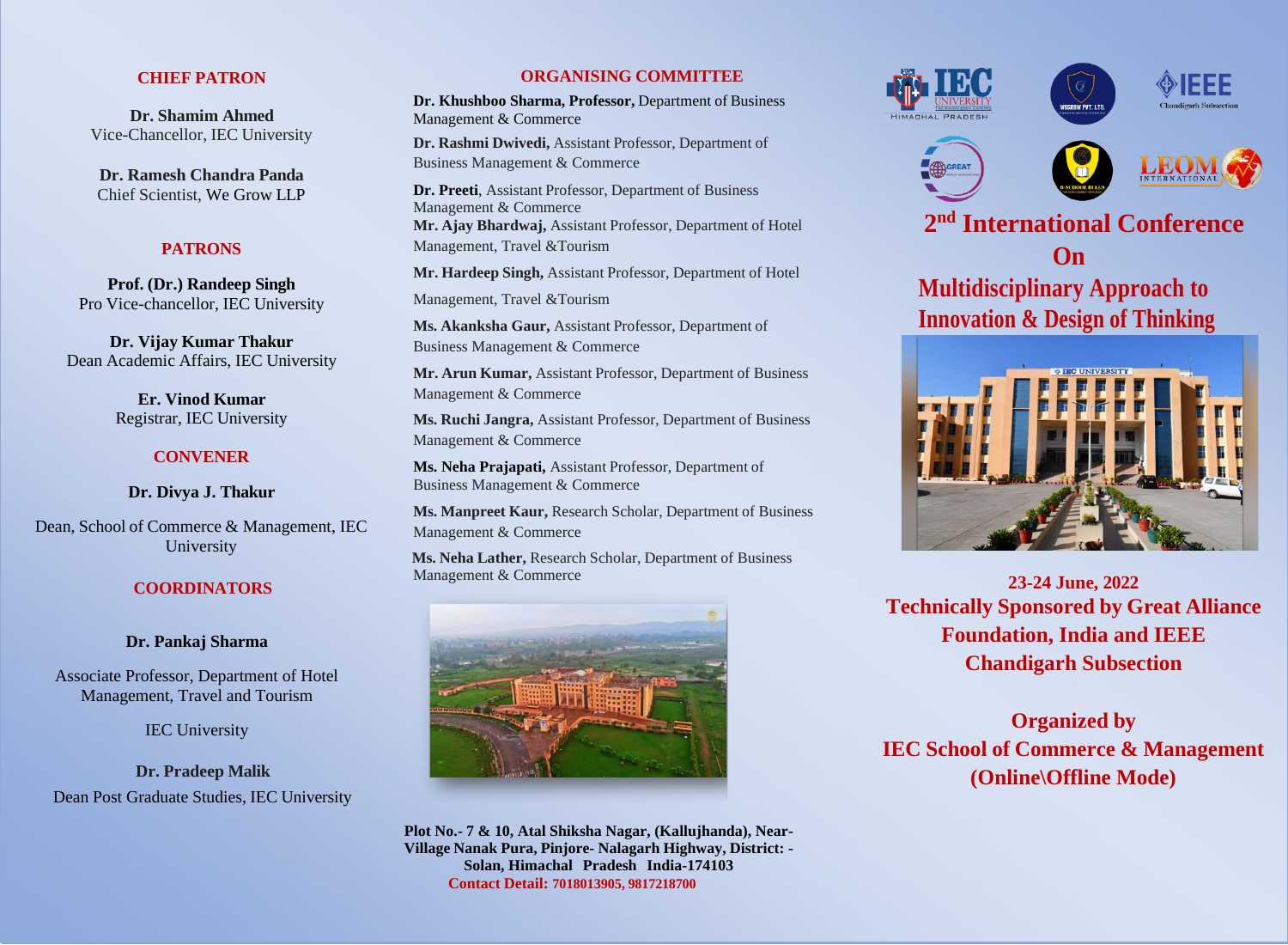## CHIEF PATRON

**Dr. Shamim Ahmed**
Vice-Chancellor, IEC University

**Dr. Ramesh Chandra Panda**
Chief Scientist, We Grow LLP

## PATRONS

**Prof. (Dr.) Randeep Singh**
Pro Vice-chancellor, IEC University

**Dr. Vijay Kumar Thakur**
Dean Academic Affairs, IEC University

**Er. Vinod Kumar**
Registrar, IEC University

## CONVENER

**Dr. Divya J. Thakur**

Dean, School of Commerce & Management, IEC University

## COORDINATORS

**Dr. Pankaj Sharma**

Associate Professor, Department of Hotel Management, Travel and Tourism

IEC University

**Dr. Pradeep Malik**
Dean Post Graduate Studies, IEC University

## ORGANISING COMMITTEE

**Dr. Khushboo Sharma, Professor,** Department of Business Management & Commerce

**Dr. Rashmi Dwivedi,** Assistant Professor, Department of Business Management & Commerce

**Dr. Preeti**, Assistant Professor, Department of Business Management & Commerce

**Mr. Ajay Bhardwaj,** Assistant Professor, Department of Hotel Management, Travel &Tourism

**Mr. Hardeep Singh,** Assistant Professor, Department of Hotel Management, Travel &Tourism

**Ms. Akanksha Gaur,** Assistant Professor, Department of Business Management & Commerce

**Mr. Arun Kumar,** Assistant Professor, Department of Business Management & Commerce

**Ms. Ruchi Jangra,** Assistant Professor, Department of Business Management & Commerce

**Ms. Neha Prajapati,** Assistant Professor, Department of Business Management & Commerce

**Ms. Manpreet Kaur,** Research Scholar, Department of Business Management & Commerce

**Ms. Neha Lather,** Research Scholar, Department of Business Management & Commerce

**Plot No.- 7 & 10, Atal Shiksha Nagar, (Kallujhanda), Near-Village Nanak Pura, Pinjore- Nalagarh Highway, District: - Solan, Himachal Pradesh India-174103**
**Contact Detail: 7018013905, 9817218700**

# 2nd International Conference On Multidisciplinary Approach to Innovation & Design of Thinking

**23-24 June, 2022**

**Technically Sponsored by Great Alliance Foundation, India and IEEE Chandigarh Subsection**

**Organized by**
**IEC School of Commerce & Management**
**(Online\Offline Mode)**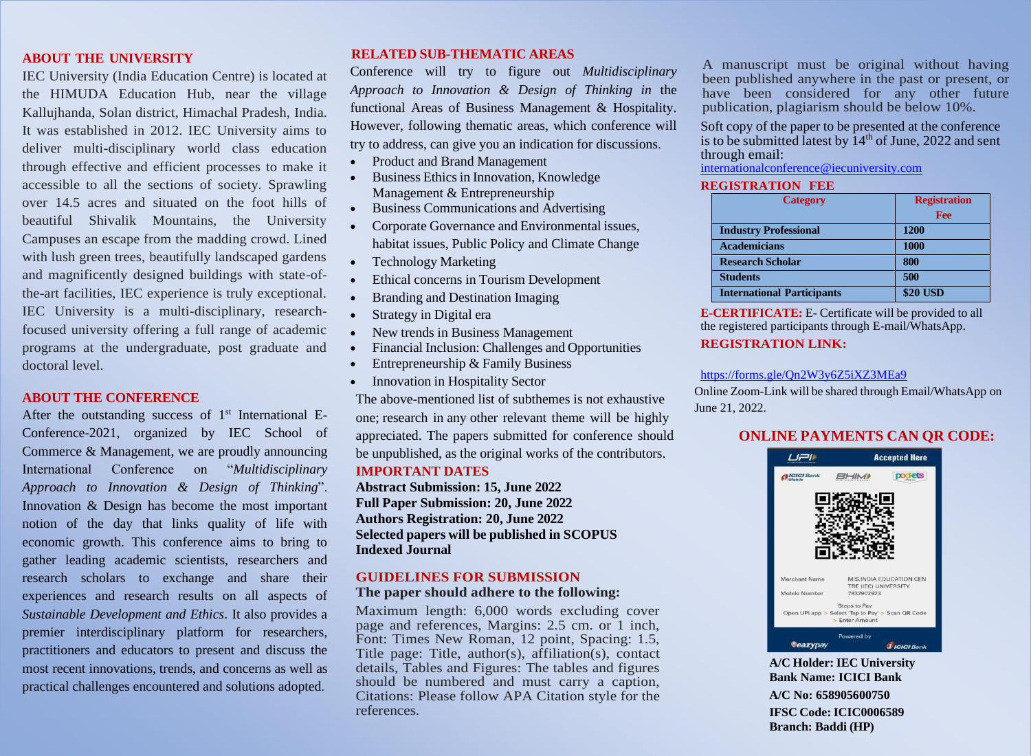## ABOUT THE UNIVERSITY

IEC University (India Education Centre) is located at the HIMUDA Education Hub, near the village Kallujhanda, Solan district, Himachal Pradesh, India. It was established in 2012. IEC University aims to deliver multi-disciplinary world class education through effective and efficient processes to make it accessible to all the sections of society. Sprawling over 14.5 acres and situated on the foot hills of beautiful Shivalik Mountains, the University Campuses an escape from the madding crowd. Lined with lush green trees, beautifully landscaped gardens and magnificently designed buildings with state-of-the-art facilities, IEC experience is truly exceptional. IEC University is a multi-disciplinary, research-focused university offering a full range of academic programs at the undergraduate, post graduate and doctoral level.

## ABOUT THE CONFERENCE

After the outstanding success of 1st International E-Conference-2021, organized by IEC School of Commerce & Management, we are proudly announcing International Conference on "*Multidisciplinary Approach to Innovation & Design of Thinking*". Innovation & Design has become the most important notion of the day that links quality of life with economic growth. This conference aims to bring to gather leading academic scientists, researchers and research scholars to exchange and share their experiences and research results on all aspects of *Sustainable Development and Ethics*. It also provides a premier interdisciplinary platform for researchers, practitioners and educators to present and discuss the most recent innovations, trends, and concerns as well as practical challenges encountered and solutions adopted.

## RELATED SUB-THEMATIC AREAS

Conference will try to figure out *Multidisciplinary Approach to Innovation & Design of Thinking in* the functional Areas of Business Management & Hospitality. However, following thematic areas, which conference will try to address, can give you an indication for discussions.

- Product and Brand Management
- Business Ethics in Innovation, Knowledge Management & Entrepreneurship
- Business Communications and Advertising
- Corporate Governance and Environmental issues, habitat issues, Public Policy and Climate Change
- Technology Marketing
- Ethical concerns in Tourism Development
- Branding and Destination Imaging
- Strategy in Digital era
- New trends in Business Management
- Financial Inclusion: Challenges and Opportunities
- Entrepreneurship & Family Business
- Innovation in Hospitality Sector

The above-mentioned list of subthemes is not exhaustive one; research in any other relevant theme will be highly appreciated. The papers submitted for conference should be unpublished, as the original works of the contributors.

## IMPORTANT DATES

**Abstract Submission: 15, June 2022**
**Full Paper Submission: 20, June 2022**
**Authors Registration: 20, June 2022**
**Selected papers will be published in SCOPUS Indexed Journal**

## GUIDELINES FOR SUBMISSION

**The paper should adhere to the following:**

Maximum length: 6,000 words excluding cover page and references, Margins: 2.5 cm. or 1 inch, Font: Times New Roman, 12 point, Spacing: 1.5, Title page: Title, author(s), affiliation(s), contact details, Tables and Figures: The tables and figures should be numbered and must carry a caption, Citations: Please follow APA Citation style for the references.

A manuscript must be original without having been published anywhere in the past or present, or have been considered for any other future publication, plagiarism should be below 10%.

Soft copy of the paper to be presented at the conference is to be submitted latest by 14th of June, 2022 and sent through email:
internationalconference@iecuniversity.com

## REGISTRATION FEE

| Category | Registration Fee |
|---|---|
| **Industry Professional** | **1200** |
| **Academicians** | **1000** |
| **Research Scholar** | **800** |
| **Students** | **500** |
| **International Participants** | **$20 USD** |

**E-CERTIFICATE:** E- Certificate will be provided to all the registered participants through E-mail/WhatsApp.

**REGISTRATION LINK:**

https://forms.gle/Qn2W3y6Z5iXZ3MEa9

Online Zoom-Link will be shared through Email/WhatsApp on June 21, 2022.

## ONLINE PAYMENTS CAN QR CODE:

UPI Accepted Here
ICICI Bank iMobile BHIM pockets

Merchant Name: M/S.INDIA EDUCATION CENTRE (IEC) UNIVERSITY
Mobile Number: 7832902923

Steps to Pay
Open UPI app > Select 'Tap to Pay' > Scan QR Code > Enter Amount

Powered by eazypay ICICI Bank

**A/C Holder: IEC University**
**Bank Name: ICICI Bank**
**A/C No: 658905600750**
**IFSC Code: ICIC0006589**
**Branch: Baddi (HP)**